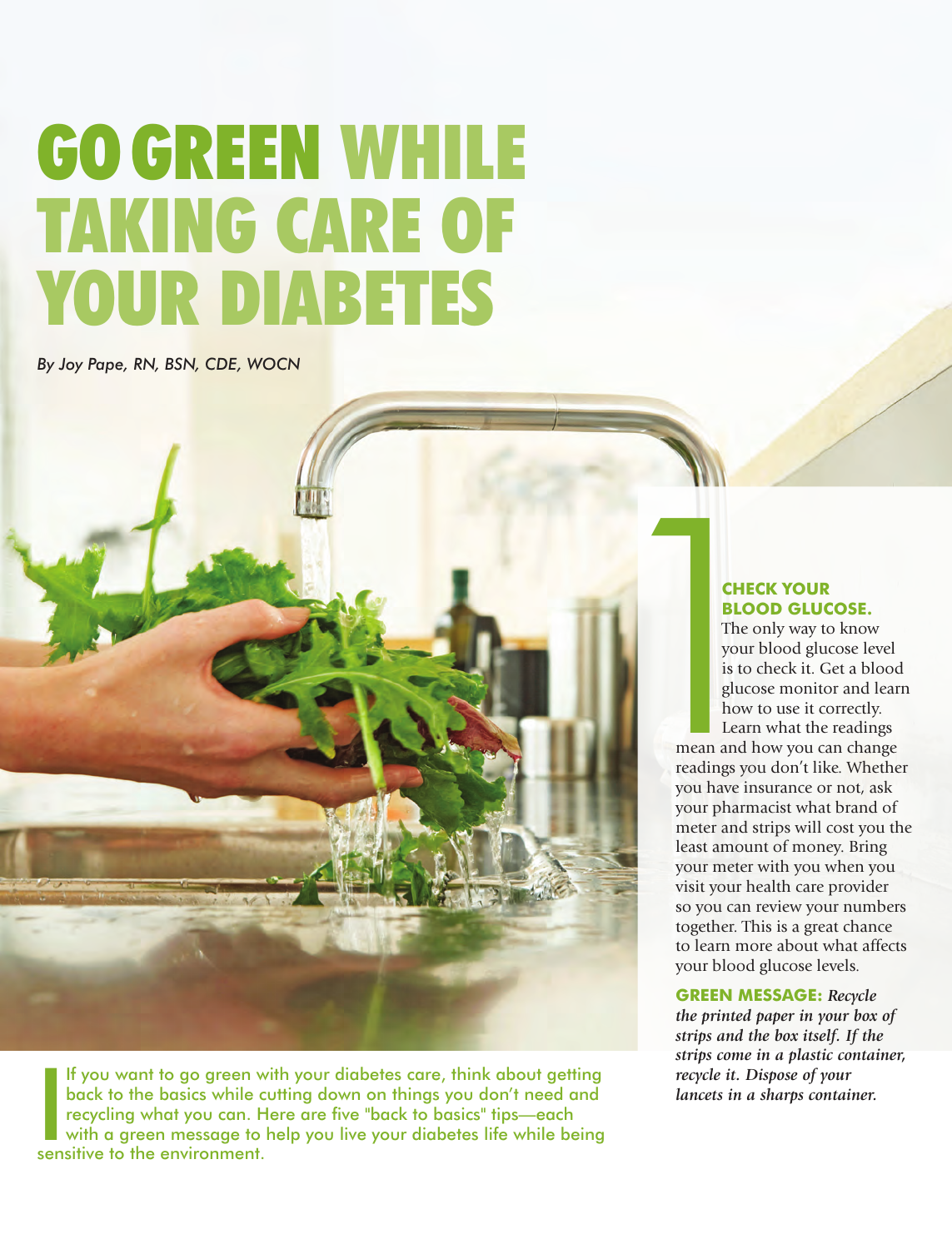# GO GREEN WHILE TAKING CARE OF YOUR DIABETES

*By Joy Pape, RN, BSN, CDE, WOCN*

If you want to go green with your diabetes care, think about getting back to the basics while cutting down on things you don't need and recycling what you can. Here are five "back to basics" tips—each with a green message to help you live your diabetes life while being sensitive to the environment.

## 1 CHECK YOUR BLOOD GLUCOSE.

The only way to know your blood glucose level is to check it. Get a blood glucose monitor and learn how to use it correctly. Learn what the readings mean and how you can change readings you don't like. Whether you have insurance or not, ask your pharmacist what brand of meter and strips will cost you the least amount of money. Bring your meter with you when you visit your health care provider so you can review your numbers together. This is a great chance to learn more about what affects your blood glucose levels.

**GREEN MESSAGE:** ***Recycle the printed paper in your box of strips and the box itself. If the strips come in a plastic container, recycle it. Dispose of your lancets in a sharps container.***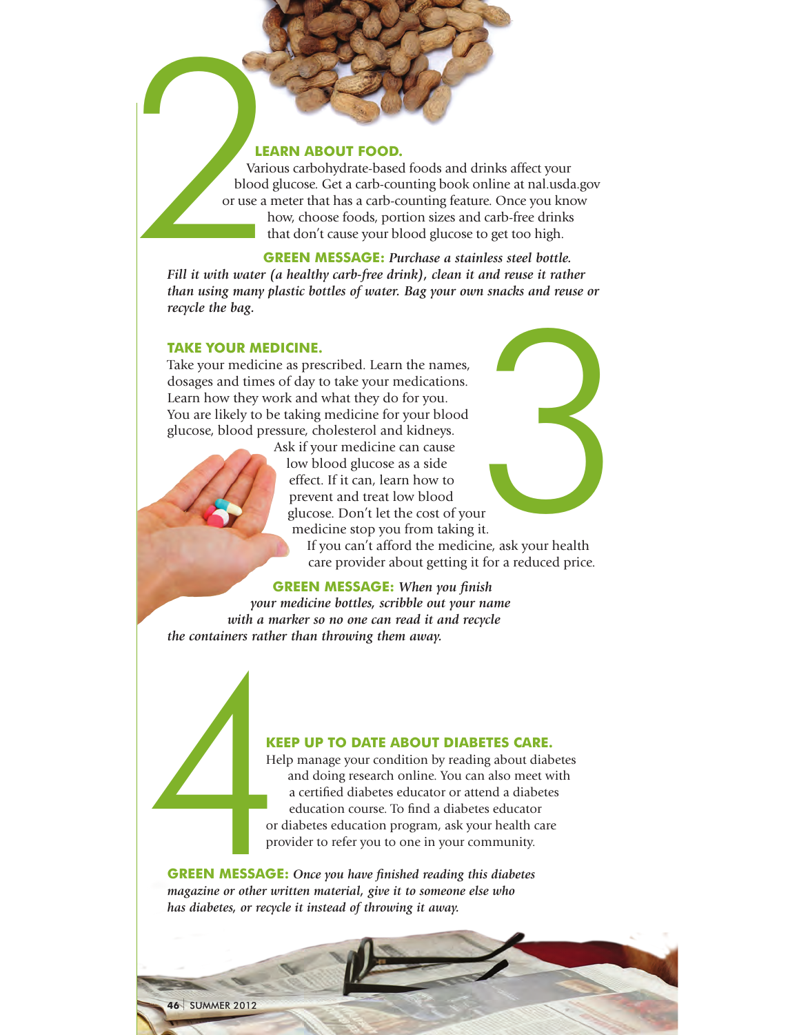## 2 LEARN ABOUT FOOD.

Various carbohydrate-based foods and drinks affect your blood glucose. Get a carb-counting book online at nal.usda.gov or use a meter that has a carb-counting feature. Once you know how, choose foods, portion sizes and carb-free drinks that don't cause your blood glucose to get too high.

**GREEN MESSAGE:** ***Purchase a stainless steel bottle. Fill it with water (a healthy carb-free drink), clean it and reuse it rather than using many plastic bottles of water. Bag your own snacks and reuse or recycle the bag.***

## 3 TAKE YOUR MEDICINE.

Take your medicine as prescribed. Learn the names, dosages and times of day to take your medications. Learn how they work and what they do for you. You are likely to be taking medicine for your blood glucose, blood pressure, cholesterol and kidneys. Ask if your medicine can cause low blood glucose as a side effect. If it can, learn how to prevent and treat low blood glucose. Don't let the cost of your medicine stop you from taking it. If you can't afford the medicine, ask your health care provider about getting it for a reduced price.

**GREEN MESSAGE:** ***When you finish your medicine bottles, scribble out your name with a marker so no one can read it and recycle the containers rather than throwing them away.***

## 4 KEEP UP TO DATE ABOUT DIABETES CARE.

Help manage your condition by reading about diabetes and doing research online. You can also meet with a certified diabetes educator or attend a diabetes education course. To find a diabetes educator or diabetes education program, ask your health care provider to refer you to one in your community.

**GREEN MESSAGE:** ***Once you have finished reading this diabetes magazine or other written material, give it to someone else who has diabetes, or recycle it instead of throwing it away.***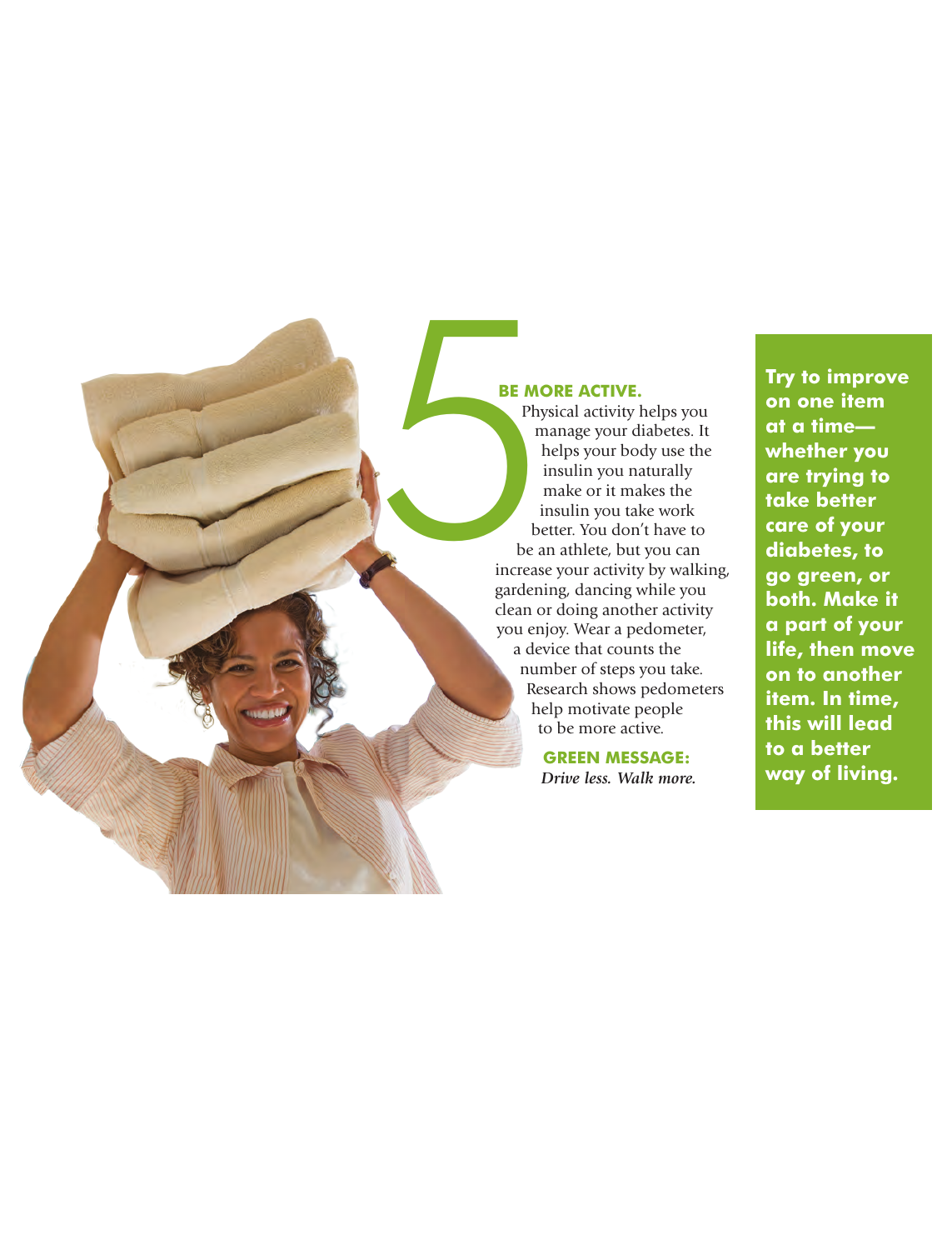## 5 BE MORE ACTIVE.

Physical activity helps you manage your diabetes. It helps your body use the insulin you naturally make or it makes the insulin you take work better. You don't have to be an athlete, but you can increase your activity by walking, gardening, dancing while you clean or doing another activity you enjoy. Wear a pedometer, a device that counts the number of steps you take. Research shows pedometers help motivate people to be more active.

**GREEN MESSAGE:**
*Drive less. Walk more.*

**Try to improve on one item at a time—whether you are trying to take better care of your diabetes, to go green, or both. Make it a part of your life, then move on to another item. In time, this will lead to a better way of living.**